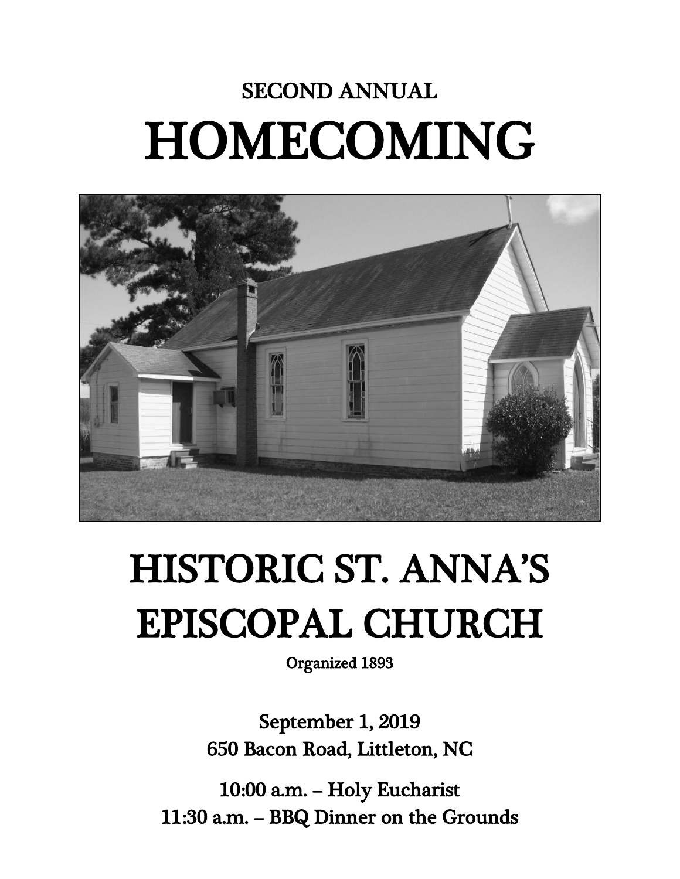SECOND ANNUAL

# HOMECOMING

# HISTORIC ST. ANNA'S EPISCOPAL CHURCH

**Organized 1893**

September 1, 2019
650 Bacon Road, Littleton, NC

10:00 a.m. – Holy Eucharist
11:30 a.m. – BBQ Dinner on the Grounds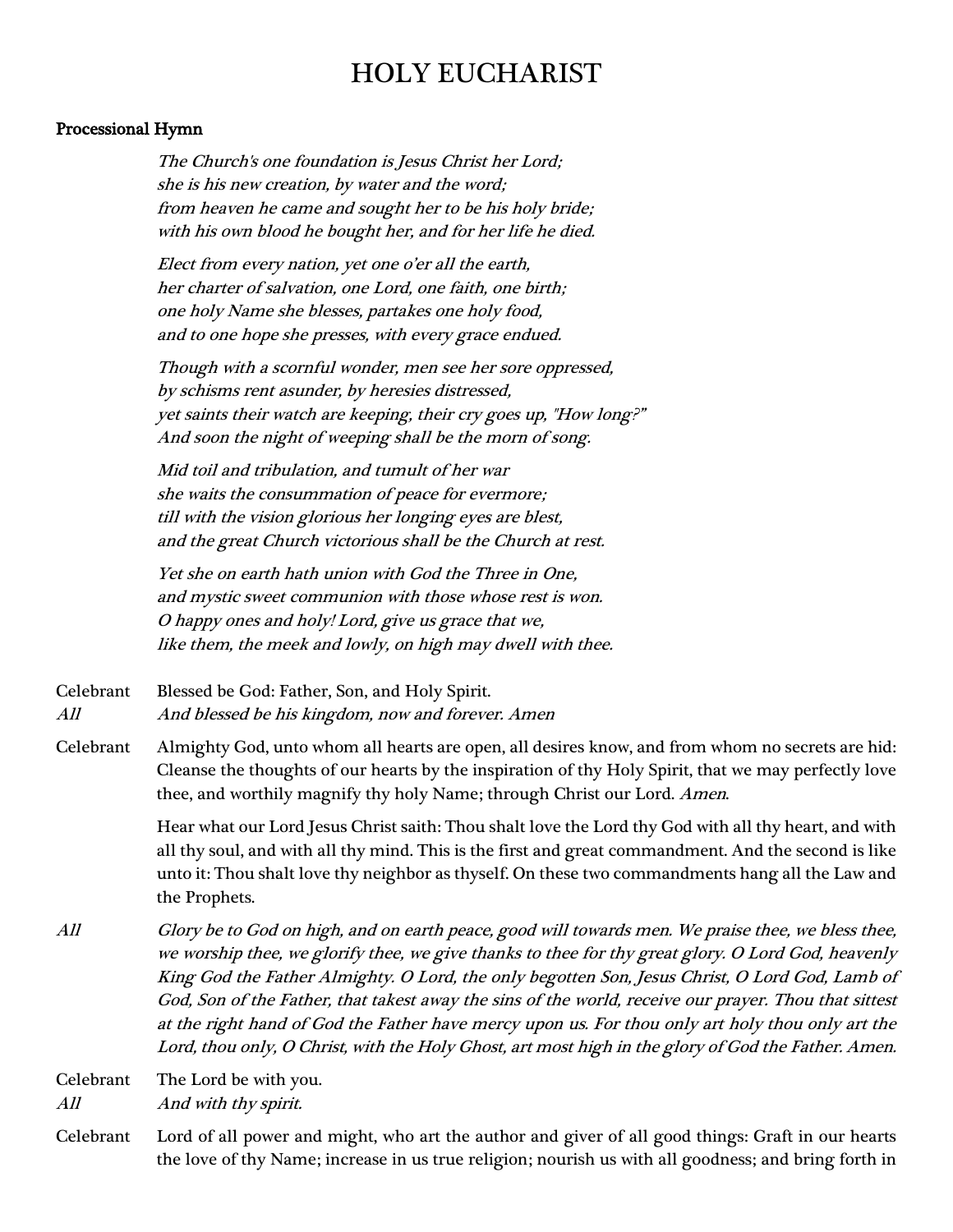# HOLY EUCHARIST

**Processional Hymn**

*The Church's one foundation is Jesus Christ her Lord;*
*she is his new creation, by water and the word;*
*from heaven he came and sought her to be his holy bride;*
*with his own blood he bought her, and for her life he died.*

*Elect from every nation, yet one o'er all the earth,*
*her charter of salvation, one Lord, one faith, one birth;*
*one holy Name she blesses, partakes one holy food,*
*and to one hope she presses, with every grace endued.*

*Though with a scornful wonder, men see her sore oppressed,*
*by schisms rent asunder, by heresies distressed,*
*yet saints their watch are keeping, their cry goes up, "How long?"*
*And soon the night of weeping shall be the morn of song.*

*Mid toil and tribulation, and tumult of her war*
*she waits the consummation of peace for evermore;*
*till with the vision glorious her longing eyes are blest,*
*and the great Church victorious shall be the Church at rest.*

*Yet she on earth hath union with God the Three in One,*
*and mystic sweet communion with those whose rest is won.*
*O happy ones and holy! Lord, give us grace that we,*
*like them, the meek and lowly, on high may dwell with thee.*

Celebrant: Blessed be God: Father, Son, and Holy Spirit.
*All: And blessed be his kingdom, now and forever. Amen*

Celebrant: Almighty God, unto whom all hearts are open, all desires know, and from whom no secrets are hid: Cleanse the thoughts of our hearts by the inspiration of thy Holy Spirit, that we may perfectly love thee, and worthily magnify thy holy Name; through Christ our Lord. *Amen*.

Hear what our Lord Jesus Christ saith: Thou shalt love the Lord thy God with all thy heart, and with all thy soul, and with all thy mind. This is the first and great commandment. And the second is like unto it: Thou shalt love thy neighbor as thyself. On these two commandments hang all the Law and the Prophets.

*All: Glory be to God on high, and on earth peace, good will towards men. We praise thee, we bless thee, we worship thee, we glorify thee, we give thanks to thee for thy great glory. O Lord God, heavenly King God the Father Almighty. O Lord, the only begotten Son, Jesus Christ, O Lord God, Lamb of God, Son of the Father, that takest away the sins of the world, receive our prayer. Thou that sittest at the right hand of God the Father have mercy upon us. For thou only art holy thou only art the Lord, thou only, O Christ, with the Holy Ghost, art most high in the glory of God the Father. Amen.*

Celebrant: The Lord be with you.
*All: And with thy spirit.*

Celebrant: Lord of all power and might, who art the author and giver of all good things: Graft in our hearts the love of thy Name; increase in us true religion; nourish us with all goodness; and bring forth in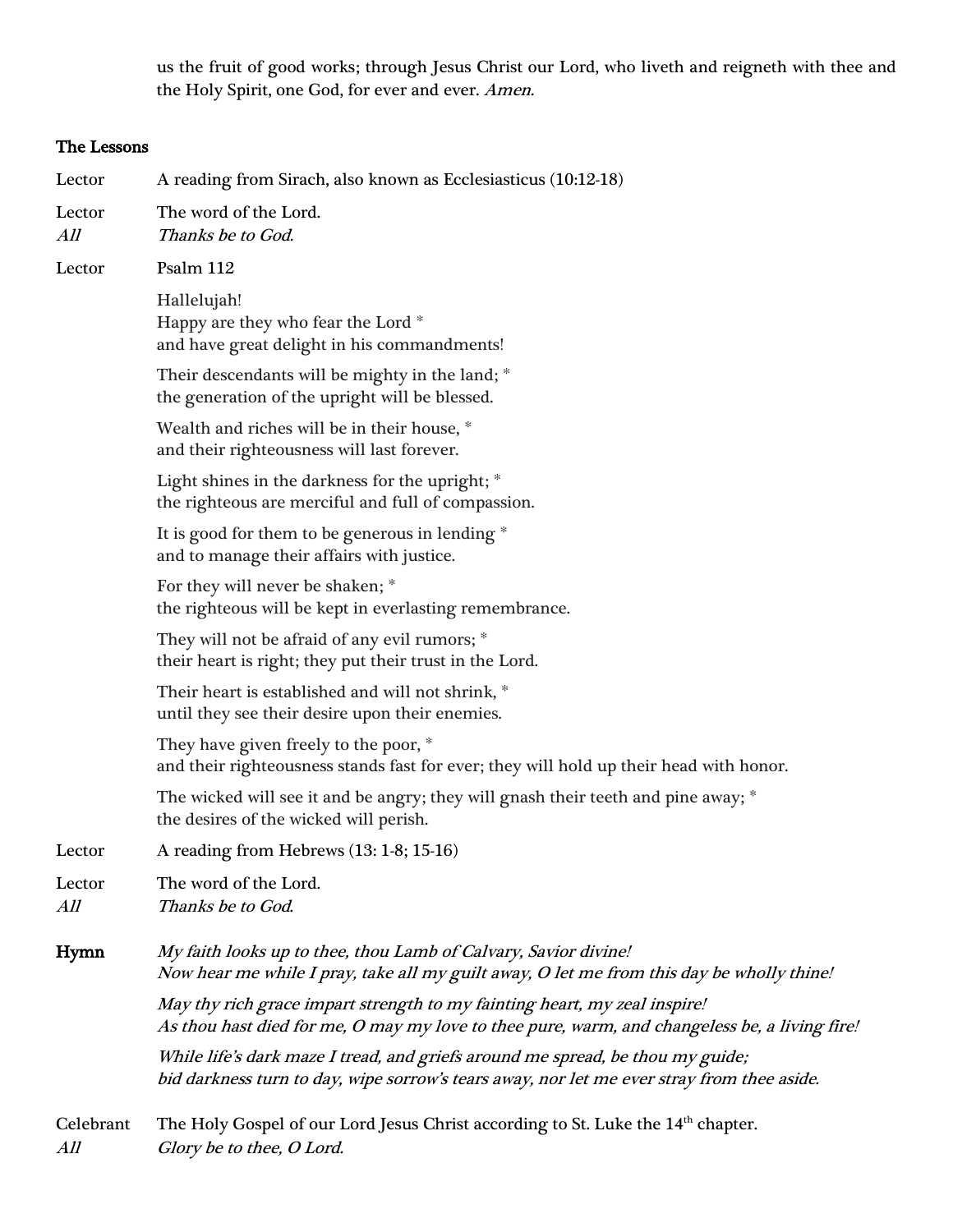us the fruit of good works; through Jesus Christ our Lord, who liveth and reigneth with thee and the Holy Spirit, one God, for ever and ever. *Amen.*

**The Lessons**

Lector A reading from Sirach, also known as Ecclesiasticus (10:12-18)

Lector The word of the Lord.
*All* *Thanks be to God.*

Lector Psalm 112

Hallelujah!
Happy are they who fear the Lord *
and have great delight in his commandments!

Their descendants will be mighty in the land; *
the generation of the upright will be blessed.

Wealth and riches will be in their house, *
and their righteousness will last forever.

Light shines in the darkness for the upright; *
the righteous are merciful and full of compassion.

It is good for them to be generous in lending *
and to manage their affairs with justice.

For they will never be shaken; *
the righteous will be kept in everlasting remembrance.

They will not be afraid of any evil rumors; *
their heart is right; they put their trust in the Lord.

Their heart is established and will not shrink, *
until they see their desire upon their enemies.

They have given freely to the poor, *
and their righteousness stands fast for ever; they will hold up their head with honor.

The wicked will see it and be angry; they will gnash their teeth and pine away; *
the desires of the wicked will perish.

Lector A reading from Hebrews (13: 1-8; 15-16)

Lector The word of the Lord.
*All* *Thanks be to God.*

**Hymn** *My faith looks up to thee, thou Lamb of Calvary, Savior divine!*
*Now hear me while I pray, take all my guilt away, O let me from this day be wholly thine!*

*May thy rich grace impart strength to my fainting heart, my zeal inspire!*
*As thou hast died for me, O may my love to thee pure, warm, and changeless be, a living fire!*

*While life's dark maze I tread, and griefs around me spread, be thou my guide;*
*bid darkness turn to day, wipe sorrow's tears away, nor let me ever stray from thee aside.*

Celebrant The Holy Gospel of our Lord Jesus Christ according to St. Luke the 14th chapter.
*All* *Glory be to thee, O Lord.*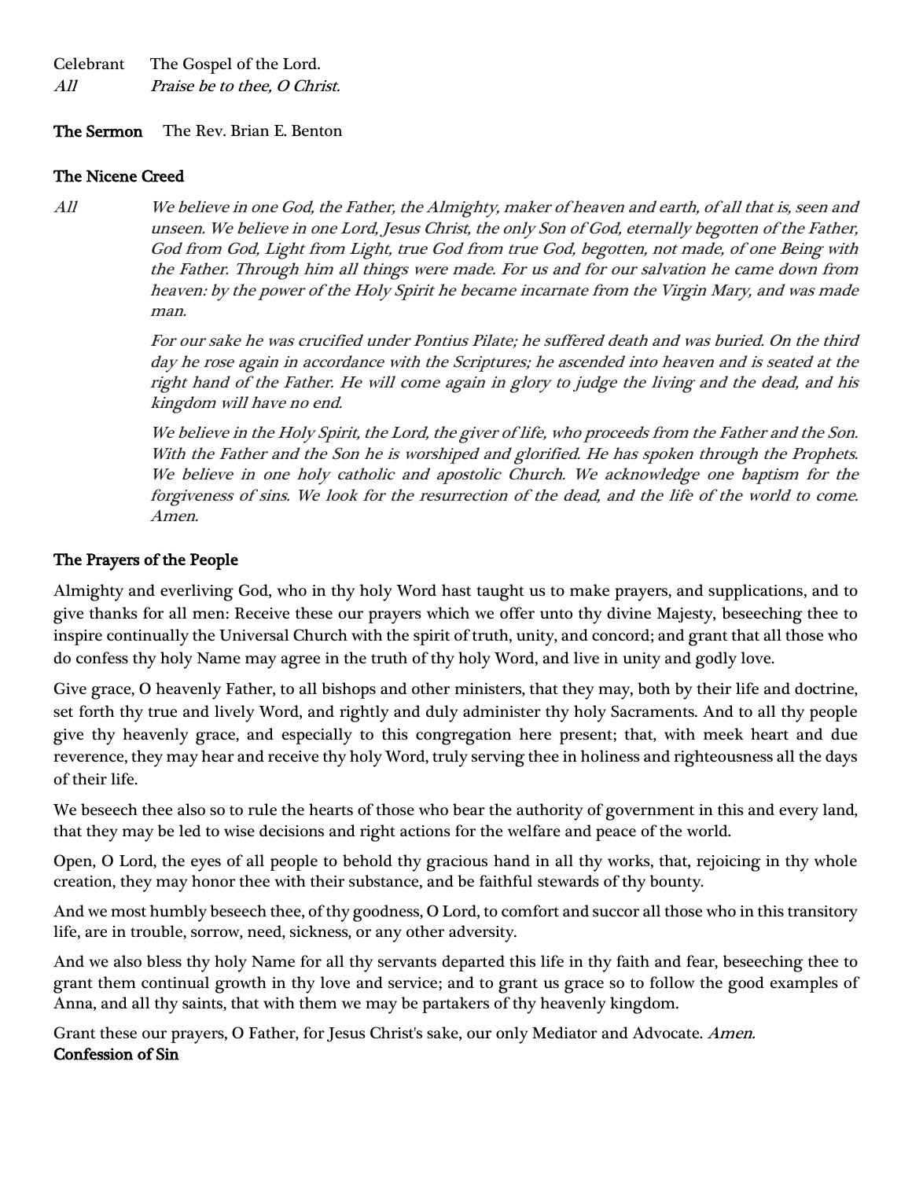Celebrant The Gospel of the Lord.
*All* *Praise be to thee, O Christ.*

**The Sermon** The Rev. Brian E. Benton

**The Nicene Creed**

*All* *We believe in one God, the Father, the Almighty, maker of heaven and earth, of all that is, seen and unseen. We believe in one Lord, Jesus Christ, the only Son of God, eternally begotten of the Father, God from God, Light from Light, true God from true God, begotten, not made, of one Being with the Father. Through him all things were made. For us and for our salvation he came down from heaven: by the power of the Holy Spirit he became incarnate from the Virgin Mary, and was made man.*

*For our sake he was crucified under Pontius Pilate; he suffered death and was buried. On the third day he rose again in accordance with the Scriptures; he ascended into heaven and is seated at the right hand of the Father. He will come again in glory to judge the living and the dead, and his kingdom will have no end.*

*We believe in the Holy Spirit, the Lord, the giver of life, who proceeds from the Father and the Son. With the Father and the Son he is worshiped and glorified. He has spoken through the Prophets. We believe in one holy catholic and apostolic Church. We acknowledge one baptism for the forgiveness of sins. We look for the resurrection of the dead, and the life of the world to come. Amen.*

**The Prayers of the People**

Almighty and everliving God, who in thy holy Word hast taught us to make prayers, and supplications, and to give thanks for all men: Receive these our prayers which we offer unto thy divine Majesty, beseeching thee to inspire continually the Universal Church with the spirit of truth, unity, and concord; and grant that all those who do confess thy holy Name may agree in the truth of thy holy Word, and live in unity and godly love.

Give grace, O heavenly Father, to all bishops and other ministers, that they may, both by their life and doctrine, set forth thy true and lively Word, and rightly and duly administer thy holy Sacraments. And to all thy people give thy heavenly grace, and especially to this congregation here present; that, with meek heart and due reverence, they may hear and receive thy holy Word, truly serving thee in holiness and righteousness all the days of their life.

We beseech thee also so to rule the hearts of those who bear the authority of government in this and every land, that they may be led to wise decisions and right actions for the welfare and peace of the world.

Open, O Lord, the eyes of all people to behold thy gracious hand in all thy works, that, rejoicing in thy whole creation, they may honor thee with their substance, and be faithful stewards of thy bounty.

And we most humbly beseech thee, of thy goodness, O Lord, to comfort and succor all those who in this transitory life, are in trouble, sorrow, need, sickness, or any other adversity.

And we also bless thy holy Name for all thy servants departed this life in thy faith and fear, beseeching thee to grant them continual growth in thy love and service; and to grant us grace so to follow the good examples of Anna, and all thy saints, that with them we may be partakers of thy heavenly kingdom.

Grant these our prayers, O Father, for Jesus Christ's sake, our only Mediator and Advocate. *Amen.*

**Confession of Sin**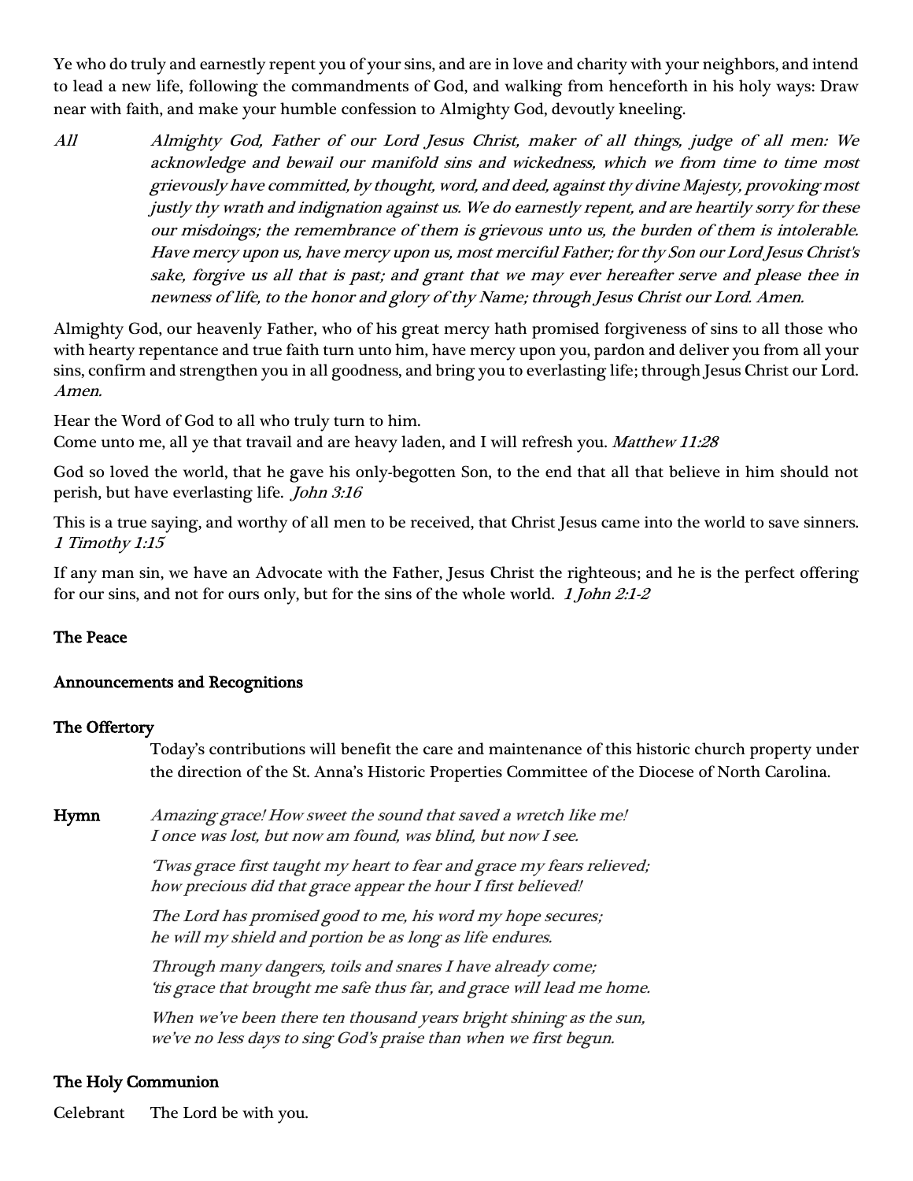Ye who do truly and earnestly repent you of your sins, and are in love and charity with your neighbors, and intend to lead a new life, following the commandments of God, and walking from henceforth in his holy ways: Draw near with faith, and make your humble confession to Almighty God, devoutly kneeling.

*All* *Almighty God, Father of our Lord Jesus Christ, maker of all things, judge of all men: We acknowledge and bewail our manifold sins and wickedness, which we from time to time most grievously have committed, by thought, word, and deed, against thy divine Majesty, provoking most justly thy wrath and indignation against us. We do earnestly repent, and are heartily sorry for these our misdoings; the remembrance of them is grievous unto us, the burden of them is intolerable. Have mercy upon us, have mercy upon us, most merciful Father; for thy Son our Lord Jesus Christ's sake, forgive us all that is past; and grant that we may ever hereafter serve and please thee in newness of life, to the honor and glory of thy Name; through Jesus Christ our Lord. Amen.*

Almighty God, our heavenly Father, who of his great mercy hath promised forgiveness of sins to all those who with hearty repentance and true faith turn unto him, have mercy upon you, pardon and deliver you from all your sins, confirm and strengthen you in all goodness, and bring you to everlasting life; through Jesus Christ our Lord. *Amen.*

Hear the Word of God to all who truly turn to him.
Come unto me, all ye that travail and are heavy laden, and I will refresh you. *Matthew 11:28*

God so loved the world, that he gave his only-begotten Son, to the end that all that believe in him should not perish, but have everlasting life. *John 3:16*

This is a true saying, and worthy of all men to be received, that Christ Jesus came into the world to save sinners. *1 Timothy 1:15*

If any man sin, we have an Advocate with the Father, Jesus Christ the righteous; and he is the perfect offering for our sins, and not for ours only, but for the sins of the whole world. *1 John 2:1-2*

**The Peace**

**Announcements and Recognitions**

**The Offertory**

Today's contributions will benefit the care and maintenance of this historic church property under the direction of the St. Anna's Historic Properties Committee of the Diocese of North Carolina.

**Hymn** *Amazing grace! How sweet the sound that saved a wretch like me!*
*I once was lost, but now am found, was blind, but now I see.*

*'Twas grace first taught my heart to fear and grace my fears relieved;*
*how precious did that grace appear the hour I first believed!*

*The Lord has promised good to me, his word my hope secures;*
*he will my shield and portion be as long as life endures.*

*Through many dangers, toils and snares I have already come;*
*'tis grace that brought me safe thus far, and grace will lead me home.*

*When we've been there ten thousand years bright shining as the sun,*
*we've no less days to sing God's praise than when we first begun.*

**The Holy Communion**

Celebrant The Lord be with you.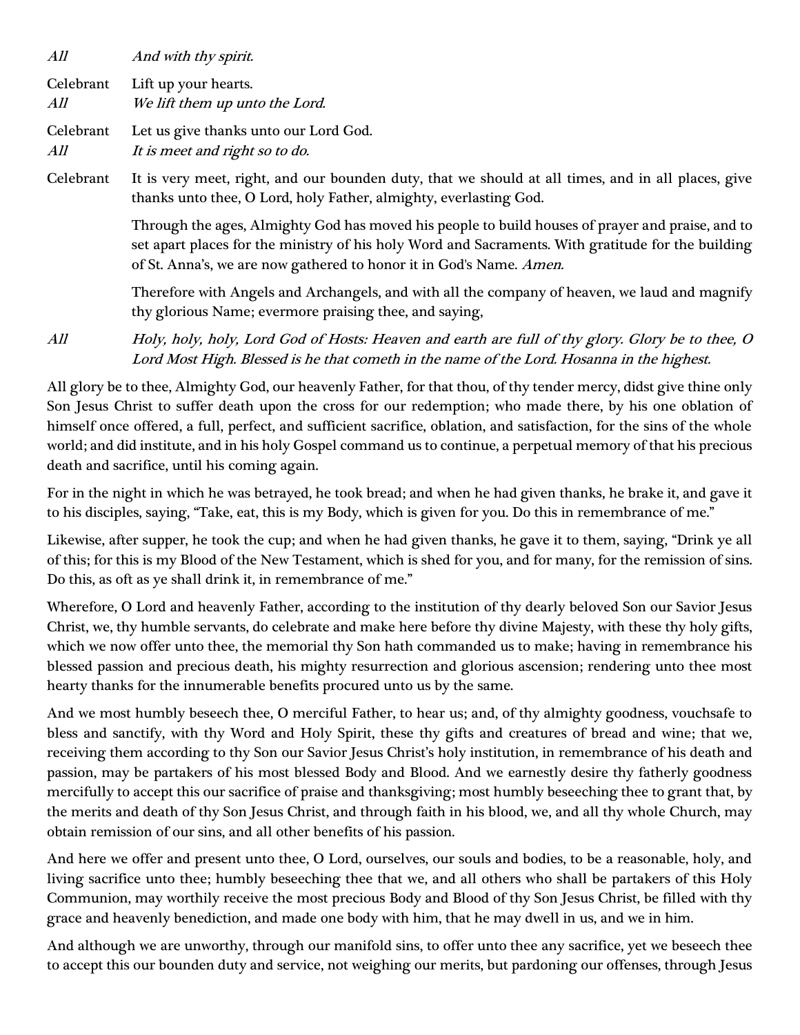*All* *And with thy spirit.*

Celebrant Lift up your hearts.
*All* *We lift them up unto the Lord.*

Celebrant Let us give thanks unto our Lord God.
*All* *It is meet and right so to do.*

Celebrant It is very meet, right, and our bounden duty, that we should at all times, and in all places, give thanks unto thee, O Lord, holy Father, almighty, everlasting God.

Through the ages, Almighty God has moved his people to build houses of prayer and praise, and to set apart places for the ministry of his holy Word and Sacraments. With gratitude for the building of St. Anna's, we are now gathered to honor it in God's Name. *Amen.*

Therefore with Angels and Archangels, and with all the company of heaven, we laud and magnify thy glorious Name; evermore praising thee, and saying,

*All* *Holy, holy, holy, Lord God of Hosts: Heaven and earth are full of thy glory. Glory be to thee, O Lord Most High. Blessed is he that cometh in the name of the Lord. Hosanna in the highest.*

All glory be to thee, Almighty God, our heavenly Father, for that thou, of thy tender mercy, didst give thine only Son Jesus Christ to suffer death upon the cross for our redemption; who made there, by his one oblation of himself once offered, a full, perfect, and sufficient sacrifice, oblation, and satisfaction, for the sins of the whole world; and did institute, and in his holy Gospel command us to continue, a perpetual memory of that his precious death and sacrifice, until his coming again.

For in the night in which he was betrayed, he took bread; and when he had given thanks, he brake it, and gave it to his disciples, saying, "Take, eat, this is my Body, which is given for you. Do this in remembrance of me."

Likewise, after supper, he took the cup; and when he had given thanks, he gave it to them, saying, "Drink ye all of this; for this is my Blood of the New Testament, which is shed for you, and for many, for the remission of sins. Do this, as oft as ye shall drink it, in remembrance of me."

Wherefore, O Lord and heavenly Father, according to the institution of thy dearly beloved Son our Savior Jesus Christ, we, thy humble servants, do celebrate and make here before thy divine Majesty, with these thy holy gifts, which we now offer unto thee, the memorial thy Son hath commanded us to make; having in remembrance his blessed passion and precious death, his mighty resurrection and glorious ascension; rendering unto thee most hearty thanks for the innumerable benefits procured unto us by the same.

And we most humbly beseech thee, O merciful Father, to hear us; and, of thy almighty goodness, vouchsafe to bless and sanctify, with thy Word and Holy Spirit, these thy gifts and creatures of bread and wine; that we, receiving them according to thy Son our Savior Jesus Christ's holy institution, in remembrance of his death and passion, may be partakers of his most blessed Body and Blood. And we earnestly desire thy fatherly goodness mercifully to accept this our sacrifice of praise and thanksgiving; most humbly beseeching thee to grant that, by the merits and death of thy Son Jesus Christ, and through faith in his blood, we, and all thy whole Church, may obtain remission of our sins, and all other benefits of his passion.

And here we offer and present unto thee, O Lord, ourselves, our souls and bodies, to be a reasonable, holy, and living sacrifice unto thee; humbly beseeching thee that we, and all others who shall be partakers of this Holy Communion, may worthily receive the most precious Body and Blood of thy Son Jesus Christ, be filled with thy grace and heavenly benediction, and made one body with him, that he may dwell in us, and we in him.

And although we are unworthy, through our manifold sins, to offer unto thee any sacrifice, yet we beseech thee to accept this our bounden duty and service, not weighing our merits, but pardoning our offenses, through Jesus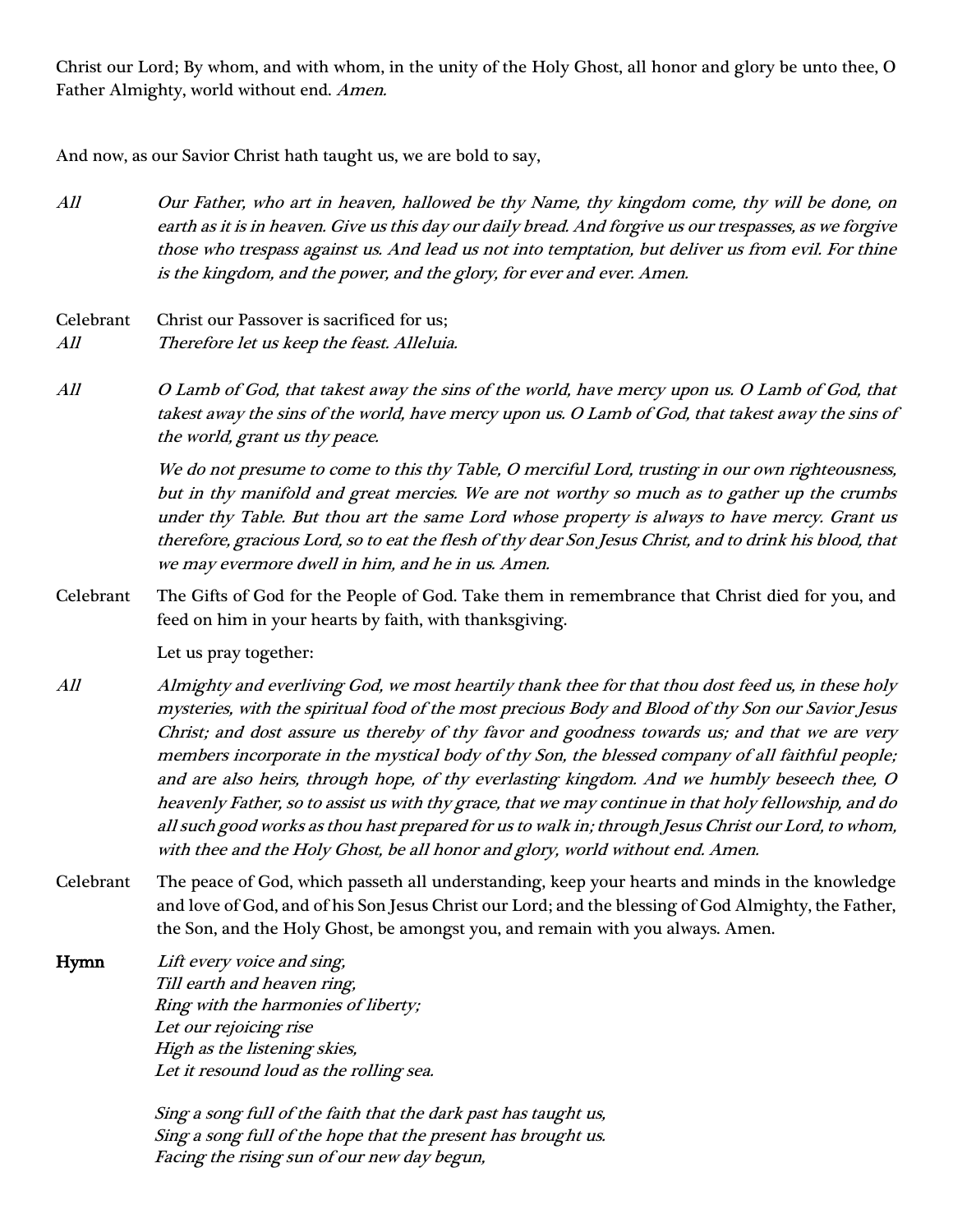Christ our Lord; By whom, and with whom, in the unity of the Holy Ghost, all honor and glory be unto thee, O Father Almighty, world without end. *Amen.*

And now, as our Savior Christ hath taught us, we are bold to say,

*All* *Our Father, who art in heaven, hallowed be thy Name, thy kingdom come, thy will be done, on earth as it is in heaven. Give us this day our daily bread. And forgive us our trespasses, as we forgive those who trespass against us. And lead us not into temptation, but deliver us from evil. For thine is the kingdom, and the power, and the glory, for ever and ever. Amen.*

Celebrant Christ our Passover is sacrificed for us;
*All* *Therefore let us keep the feast. Alleluia.*

*All* *O Lamb of God, that takest away the sins of the world, have mercy upon us. O Lamb of God, that takest away the sins of the world, have mercy upon us. O Lamb of God, that takest away the sins of the world, grant us thy peace.*

*We do not presume to come to this thy Table, O merciful Lord, trusting in our own righteousness, but in thy manifold and great mercies. We are not worthy so much as to gather up the crumbs under thy Table. But thou art the same Lord whose property is always to have mercy. Grant us therefore, gracious Lord, so to eat the flesh of thy dear Son Jesus Christ, and to drink his blood, that we may evermore dwell in him, and he in us. Amen.*

Celebrant The Gifts of God for the People of God. Take them in remembrance that Christ died for you, and feed on him in your hearts by faith, with thanksgiving.

Let us pray together:

*All* *Almighty and everliving God, we most heartily thank thee for that thou dost feed us, in these holy mysteries, with the spiritual food of the most precious Body and Blood of thy Son our Savior Jesus Christ; and dost assure us thereby of thy favor and goodness towards us; and that we are very members incorporate in the mystical body of thy Son, the blessed company of all faithful people; and are also heirs, through hope, of thy everlasting kingdom. And we humbly beseech thee, O heavenly Father, so to assist us with thy grace, that we may continue in that holy fellowship, and do all such good works as thou hast prepared for us to walk in; through Jesus Christ our Lord, to whom, with thee and the Holy Ghost, be all honor and glory, world without end. Amen.*

Celebrant The peace of God, which passeth all understanding, keep your hearts and minds in the knowledge and love of God, and of his Son Jesus Christ our Lord; and the blessing of God Almighty, the Father, the Son, and the Holy Ghost, be amongst you, and remain with you always. Amen.

**Hymn** *Lift every voice and sing,*
*Till earth and heaven ring,*
*Ring with the harmonies of liberty;*
*Let our rejoicing rise*
*High as the listening skies,*
*Let it resound loud as the rolling sea.*

*Sing a song full of the faith that the dark past has taught us,*
*Sing a song full of the hope that the present has brought us.*
*Facing the rising sun of our new day begun,*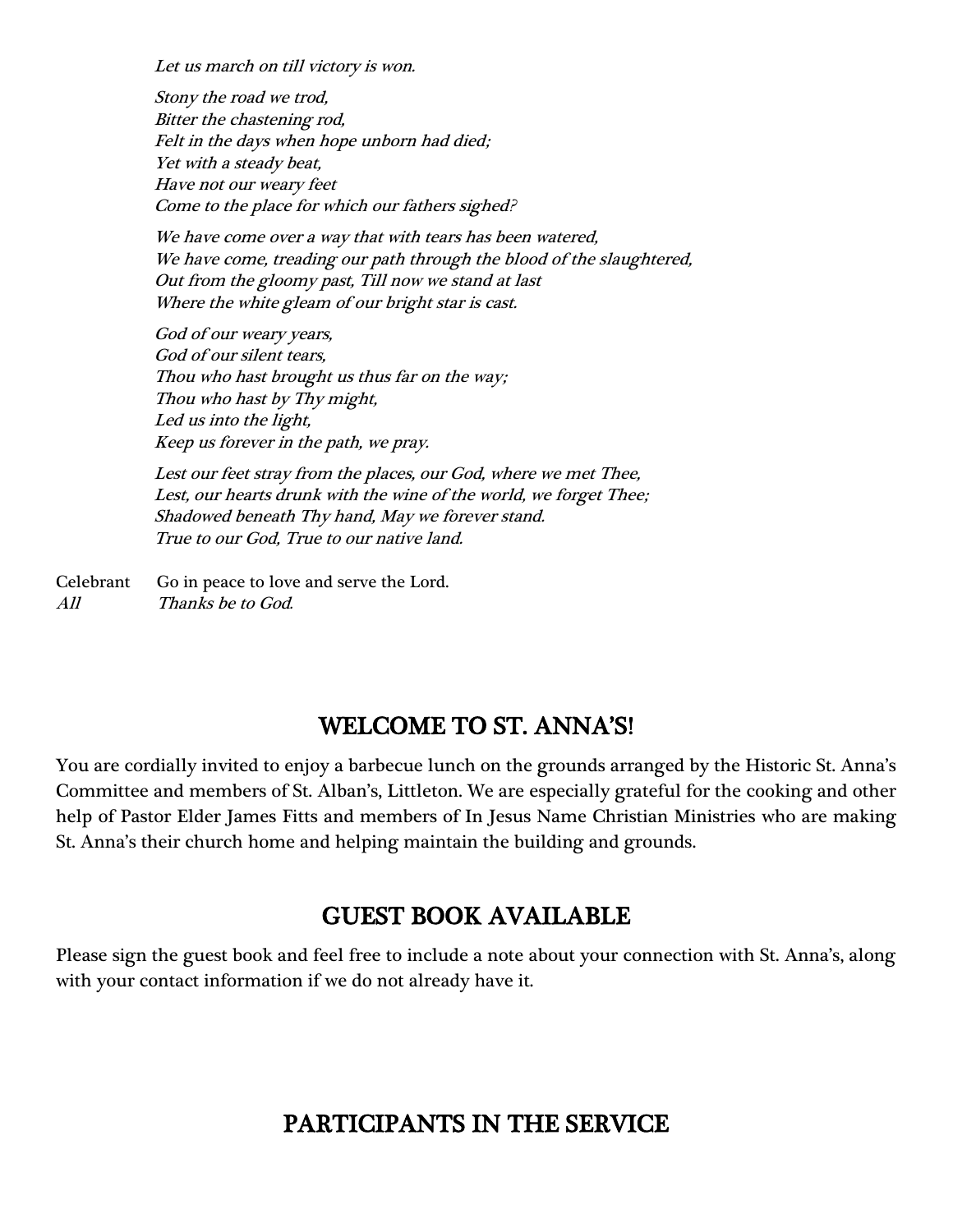*Let us march on till victory is won.*

*Stony the road we trod,*
*Bitter the chastening rod,*
*Felt in the days when hope unborn had died;*
*Yet with a steady beat,*
*Have not our weary feet*
*Come to the place for which our fathers sighed?*

*We have come over a way that with tears has been watered,*
*We have come, treading our path through the blood of the slaughtered,*
*Out from the gloomy past, Till now we stand at last*
*Where the white gleam of our bright star is cast.*

*God of our weary years,*
*God of our silent tears,*
*Thou who hast brought us thus far on the way;*
*Thou who hast by Thy might,*
*Led us into the light,*
*Keep us forever in the path, we pray.*

*Lest our feet stray from the places, our God, where we met Thee,*
*Lest, our hearts drunk with the wine of the world, we forget Thee;*
*Shadowed beneath Thy hand, May we forever stand.*
*True to our God, True to our native land.*

Celebrant Go in peace to love and serve the Lord.
*All Thanks be to God.*

## WELCOME TO ST. ANNA'S!

You are cordially invited to enjoy a barbecue lunch on the grounds arranged by the Historic St. Anna's Committee and members of St. Alban's, Littleton. We are especially grateful for the cooking and other help of Pastor Elder James Fitts and members of In Jesus Name Christian Ministries who are making St. Anna's their church home and helping maintain the building and grounds.

## GUEST BOOK AVAILABLE

Please sign the guest book and feel free to include a note about your connection with St. Anna's, along with your contact information if we do not already have it.

## PARTICIPANTS IN THE SERVICE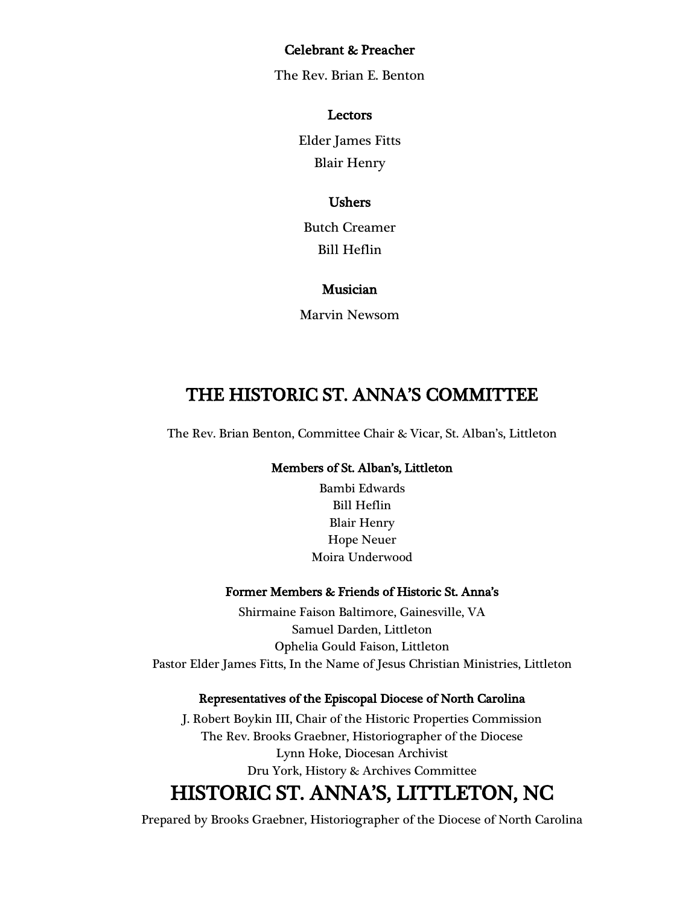### Celebrant & Preacher

The Rev. Brian E. Benton

### Lectors

Elder James Fitts

Blair Henry

### Ushers

Butch Creamer

Bill Heflin

### Musician

Marvin Newsom

## THE HISTORIC ST. ANNA'S COMMITTEE

The Rev. Brian Benton, Committee Chair & Vicar, St. Alban's, Littleton

### Members of St. Alban's, Littleton

Bambi Edwards
Bill Heflin
Blair Henry
Hope Neuer
Moira Underwood

### Former Members & Friends of Historic St. Anna's

Shirmaine Faison Baltimore, Gainesville, VA
Samuel Darden, Littleton
Ophelia Gould Faison, Littleton
Pastor Elder James Fitts, In the Name of Jesus Christian Ministries, Littleton

### Representatives of the Episcopal Diocese of North Carolina

J. Robert Boykin III, Chair of the Historic Properties Commission
The Rev. Brooks Graebner, Historiographer of the Diocese
Lynn Hoke, Diocesan Archivist
Dru York, History & Archives Committee

# HISTORIC ST. ANNA'S, LITTLETON, NC

Prepared by Brooks Graebner, Historiographer of the Diocese of North Carolina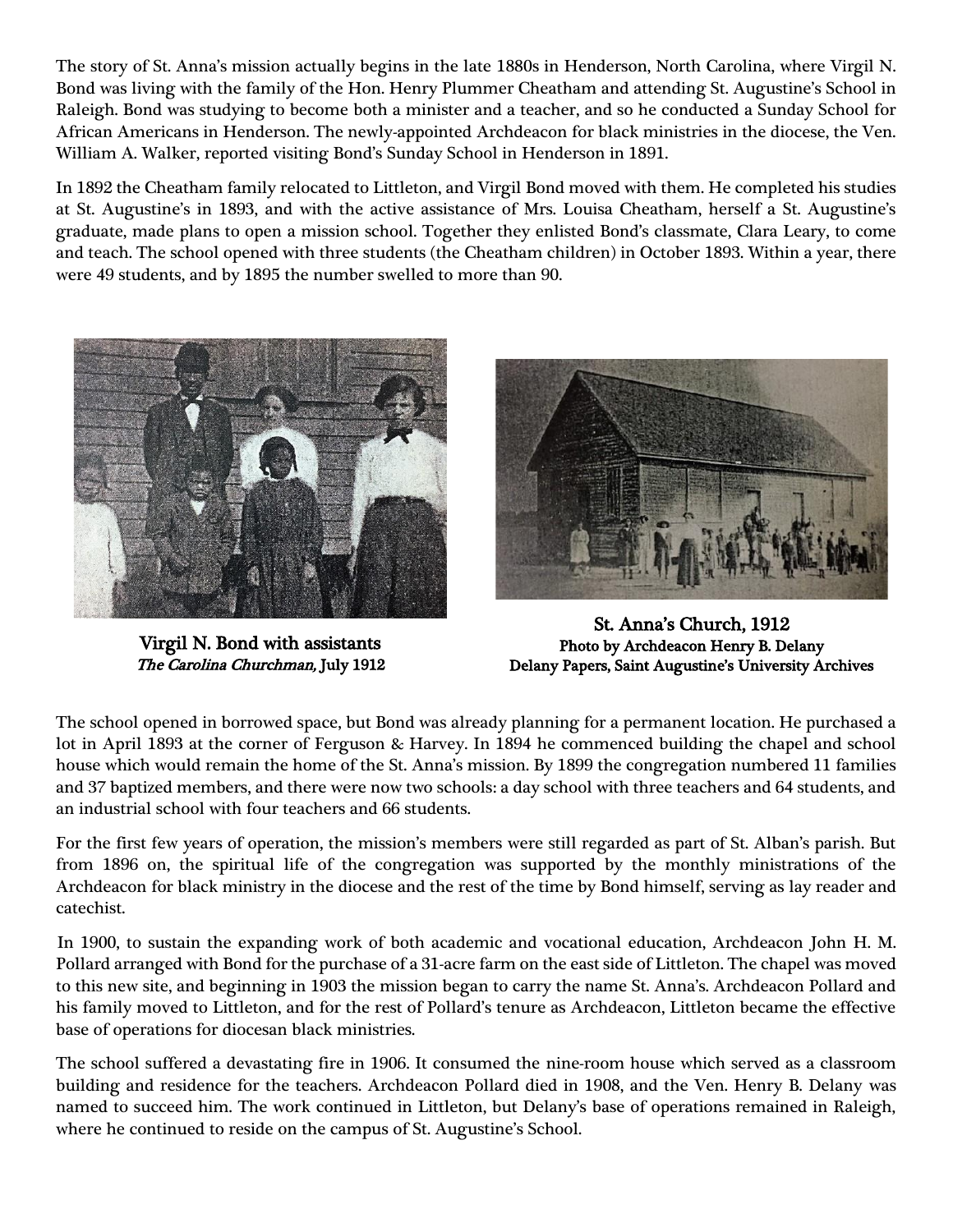The story of St. Anna's mission actually begins in the late 1880s in Henderson, North Carolina, where Virgil N. Bond was living with the family of the Hon. Henry Plummer Cheatham and attending St. Augustine's School in Raleigh. Bond was studying to become both a minister and a teacher, and so he conducted a Sunday School for African Americans in Henderson. The newly-appointed Archdeacon for black ministries in the diocese, the Ven. William A. Walker, reported visiting Bond's Sunday School in Henderson in 1891.

In 1892 the Cheatham family relocated to Littleton, and Virgil Bond moved with them. He completed his studies at St. Augustine's in 1893, and with the active assistance of Mrs. Louisa Cheatham, herself a St. Augustine's graduate, made plans to open a mission school. Together they enlisted Bond's classmate, Clara Leary, to come and teach. The school opened with three students (the Cheatham children) in October 1893. Within a year, there were 49 students, and by 1895 the number swelled to more than 90.

**Virgil N. Bond with assistants**
***The Carolina Churchman,* July 1912**

**St. Anna's Church, 1912**
**Photo by Archdeacon Henry B. Delany**
**Delany Papers, Saint Augustine's University Archives**

The school opened in borrowed space, but Bond was already planning for a permanent location. He purchased a lot in April 1893 at the corner of Ferguson & Harvey. In 1894 he commenced building the chapel and school house which would remain the home of the St. Anna's mission. By 1899 the congregation numbered 11 families and 37 baptized members, and there were now two schools: a day school with three teachers and 64 students, and an industrial school with four teachers and 66 students.

For the first few years of operation, the mission's members were still regarded as part of St. Alban's parish. But from 1896 on, the spiritual life of the congregation was supported by the monthly ministrations of the Archdeacon for black ministry in the diocese and the rest of the time by Bond himself, serving as lay reader and catechist.

In 1900, to sustain the expanding work of both academic and vocational education, Archdeacon John H. M. Pollard arranged with Bond for the purchase of a 31-acre farm on the east side of Littleton. The chapel was moved to this new site, and beginning in 1903 the mission began to carry the name St. Anna's. Archdeacon Pollard and his family moved to Littleton, and for the rest of Pollard's tenure as Archdeacon, Littleton became the effective base of operations for diocesan black ministries.

The school suffered a devastating fire in 1906. It consumed the nine-room house which served as a classroom building and residence for the teachers. Archdeacon Pollard died in 1908, and the Ven. Henry B. Delany was named to succeed him. The work continued in Littleton, but Delany's base of operations remained in Raleigh, where he continued to reside on the campus of St. Augustine's School.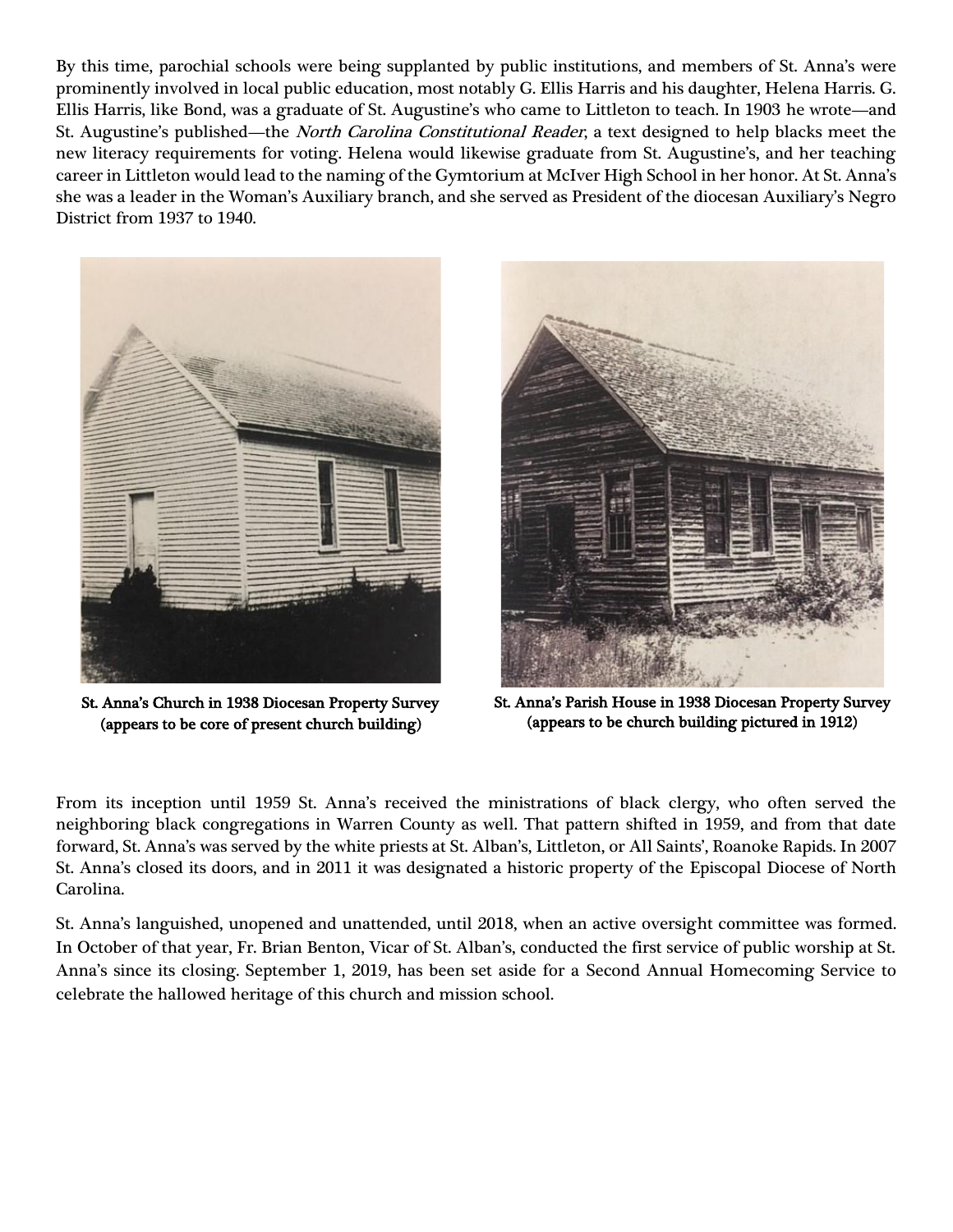By this time, parochial schools were being supplanted by public institutions, and members of St. Anna's were prominently involved in local public education, most notably G. Ellis Harris and his daughter, Helena Harris. G. Ellis Harris, like Bond, was a graduate of St. Augustine's who came to Littleton to teach. In 1903 he wrote—and St. Augustine's published—the *North Carolina Constitutional Reader*, a text designed to help blacks meet the new literacy requirements for voting. Helena would likewise graduate from St. Augustine's, and her teaching career in Littleton would lead to the naming of the Gymtorium at McIver High School in her honor. At St. Anna's she was a leader in the Woman's Auxiliary branch, and she served as President of the diocesan Auxiliary's Negro District from 1937 to 1940.

St. Anna's Church in 1938 Diocesan Property Survey (appears to be core of present church building)

St. Anna's Parish House in 1938 Diocesan Property Survey (appears to be church building pictured in 1912)

From its inception until 1959 St. Anna's received the ministrations of black clergy, who often served the neighboring black congregations in Warren County as well. That pattern shifted in 1959, and from that date forward, St. Anna's was served by the white priests at St. Alban's, Littleton, or All Saints', Roanoke Rapids. In 2007 St. Anna's closed its doors, and in 2011 it was designated a historic property of the Episcopal Diocese of North Carolina.

St. Anna's languished, unopened and unattended, until 2018, when an active oversight committee was formed. In October of that year, Fr. Brian Benton, Vicar of St. Alban's, conducted the first service of public worship at St. Anna's since its closing. September 1, 2019, has been set aside for a Second Annual Homecoming Service to celebrate the hallowed heritage of this church and mission school.